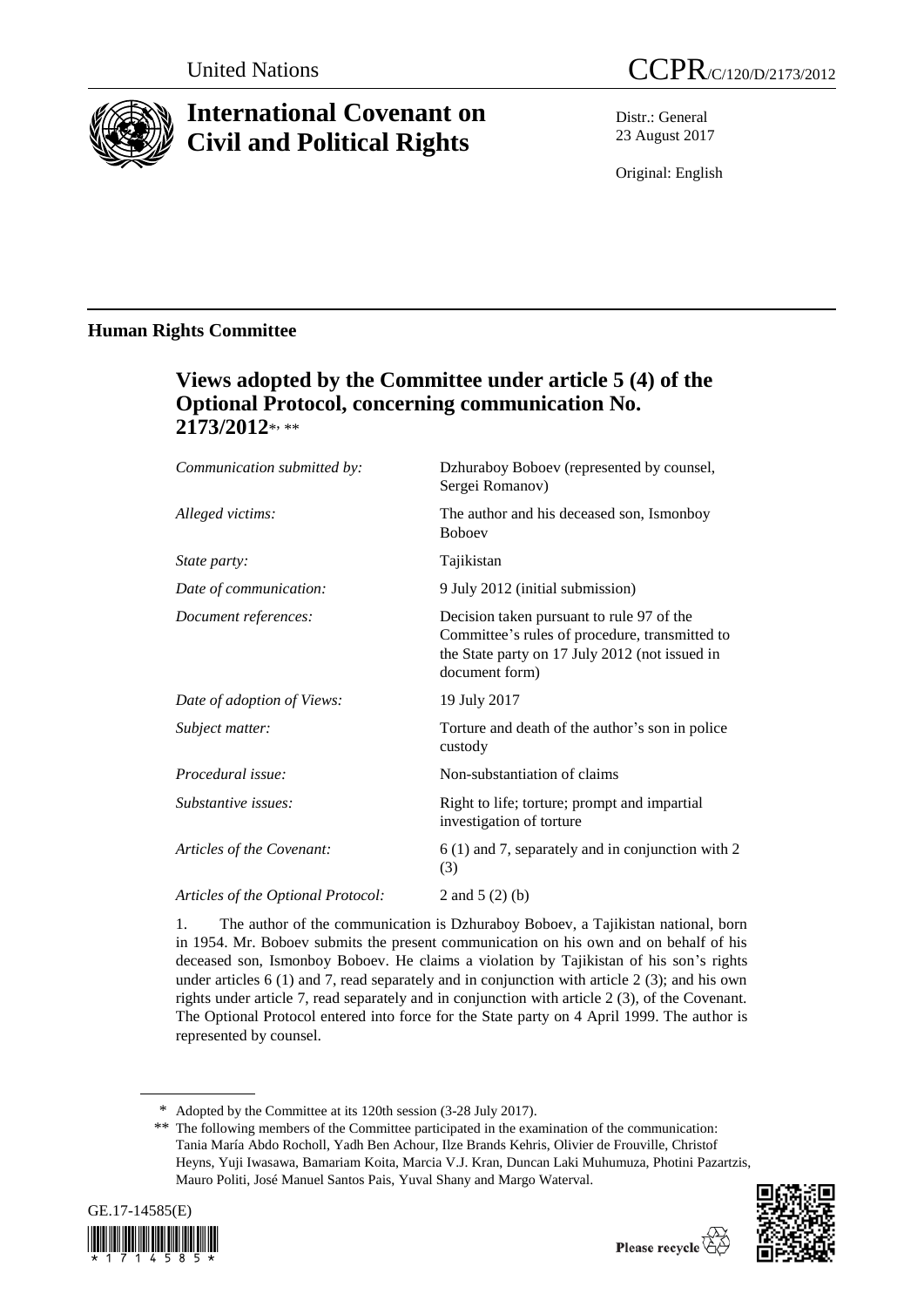United Nations

CCPR/C/120/D/2173/2012

# International Covenant on Civil and Political Rights

Distr.: General
23 August 2017

Original: English

## Human Rights Committee

### Views adopted by the Committee under article 5 (4) of the Optional Protocol, concerning communication No. 2173/2012*, **

| | |
|---|---|
| *Communication submitted by:* | Dzhuraboy Boboev (represented by counsel, Sergei Romanov) |
| *Alleged victims:* | The author and his deceased son, Ismonboy Boboev |
| *State party:* | Tajikistan |
| *Date of communication:* | 9 July 2012 (initial submission) |
| *Document references:* | Decision taken pursuant to rule 97 of the Committee's rules of procedure, transmitted to the State party on 17 July 2012 (not issued in document form) |
| *Date of adoption of Views:* | 19 July 2017 |
| *Subject matter:* | Torture and death of the author's son in police custody |
| *Procedural issue:* | Non-substantiation of claims |
| *Substantive issues:* | Right to life; torture; prompt and impartial investigation of torture |
| *Articles of the Covenant:* | 6 (1) and 7, separately and in conjunction with 2 (3) |
| *Articles of the Optional Protocol:* | 2 and 5 (2) (b) |

1. The author of the communication is Dzhuraboy Boboev, a Tajikistan national, born in 1954. Mr. Boboev submits the present communication on his own and on behalf of his deceased son, Ismonboy Boboev. He claims a violation by Tajikistan of his son's rights under articles 6 (1) and 7, read separately and in conjunction with article 2 (3); and his own rights under article 7, read separately and in conjunction with article 2 (3), of the Covenant. The Optional Protocol entered into force for the State party on 4 April 1999. The author is represented by counsel.

---

\* Adopted by the Committee at its 120th session (3-28 July 2017).

\*\* The following members of the Committee participated in the examination of the communication: Tania María Abdo Rocholl, Yadh Ben Achour, Ilze Brands Kehris, Olivier de Frouville, Christof Heyns, Yuji Iwasawa, Bamariam Koita, Marcia V.J. Kran, Duncan Laki Muhumuza, Photini Pazartzis, Mauro Politi, José Manuel Santos Pais, Yuval Shany and Margo Waterval.

GE.17-14585(E)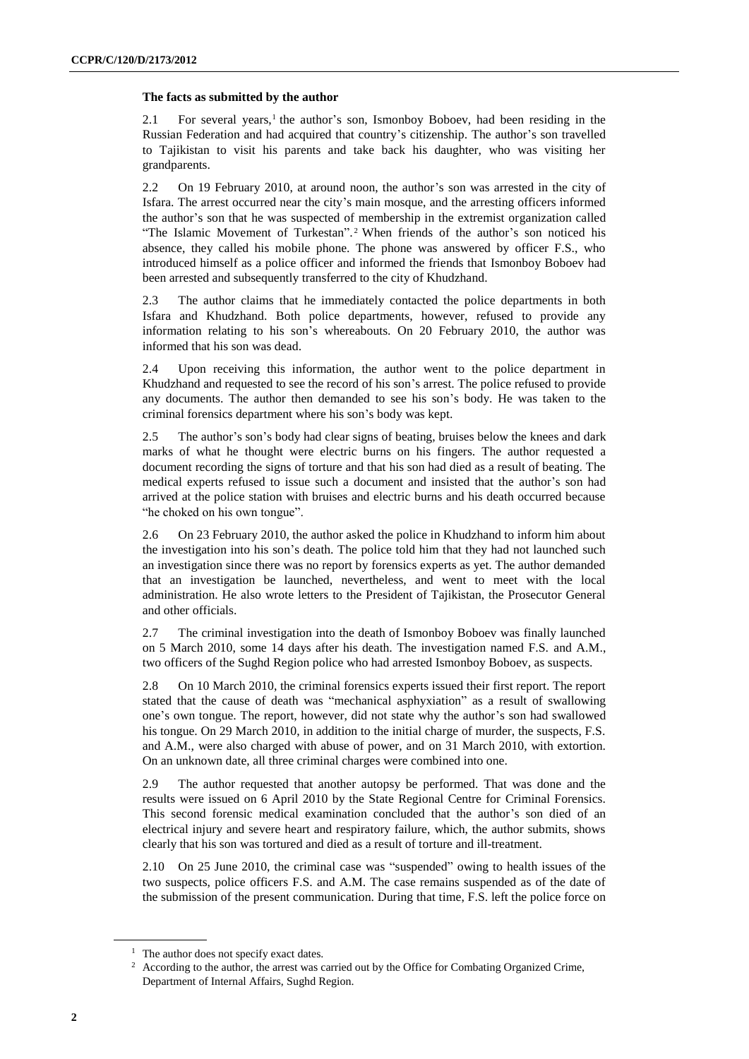### The facts as submitted by the author

2.1 For several years,[1] the author's son, Ismonboy Boboev, had been residing in the Russian Federation and had acquired that country's citizenship. The author's son travelled to Tajikistan to visit his parents and take back his daughter, who was visiting her grandparents.

2.2 On 19 February 2010, at around noon, the author's son was arrested in the city of Isfara. The arrest occurred near the city's main mosque, and the arresting officers informed the author's son that he was suspected of membership in the extremist organization called "The Islamic Movement of Turkestan".[2] When friends of the author's son noticed his absence, they called his mobile phone. The phone was answered by officer F.S., who introduced himself as a police officer and informed the friends that Ismonboy Boboev had been arrested and subsequently transferred to the city of Khudzhand.

2.3 The author claims that he immediately contacted the police departments in both Isfara and Khudzhand. Both police departments, however, refused to provide any information relating to his son's whereabouts. On 20 February 2010, the author was informed that his son was dead.

2.4 Upon receiving this information, the author went to the police department in Khudzhand and requested to see the record of his son's arrest. The police refused to provide any documents. The author then demanded to see his son's body. He was taken to the criminal forensics department where his son's body was kept.

2.5 The author's son's body had clear signs of beating, bruises below the knees and dark marks of what he thought were electric burns on his fingers. The author requested a document recording the signs of torture and that his son had died as a result of beating. The medical experts refused to issue such a document and insisted that the author's son had arrived at the police station with bruises and electric burns and his death occurred because "he choked on his own tongue".

2.6 On 23 February 2010, the author asked the police in Khudzhand to inform him about the investigation into his son's death. The police told him that they had not launched such an investigation since there was no report by forensics experts as yet. The author demanded that an investigation be launched, nevertheless, and went to meet with the local administration. He also wrote letters to the President of Tajikistan, the Prosecutor General and other officials.

2.7 The criminal investigation into the death of Ismonboy Boboev was finally launched on 5 March 2010, some 14 days after his death. The investigation named F.S. and A.M., two officers of the Sughd Region police who had arrested Ismonboy Boboev, as suspects.

2.8 On 10 March 2010, the criminal forensics experts issued their first report. The report stated that the cause of death was "mechanical asphyxiation" as a result of swallowing one's own tongue. The report, however, did not state why the author's son had swallowed his tongue. On 29 March 2010, in addition to the initial charge of murder, the suspects, F.S. and A.M., were also charged with abuse of power, and on 31 March 2010, with extortion. On an unknown date, all three criminal charges were combined into one.

2.9 The author requested that another autopsy be performed. That was done and the results were issued on 6 April 2010 by the State Regional Centre for Criminal Forensics. This second forensic medical examination concluded that the author's son died of an electrical injury and severe heart and respiratory failure, which, the author submits, shows clearly that his son was tortured and died as a result of torture and ill-treatment.

2.10 On 25 June 2010, the criminal case was "suspended" owing to health issues of the two suspects, police officers F.S. and A.M. The case remains suspended as of the date of the submission of the present communication. During that time, F.S. left the police force on

[1] The author does not specify exact dates.

[2] According to the author, the arrest was carried out by the Office for Combating Organized Crime, Department of Internal Affairs, Sughd Region.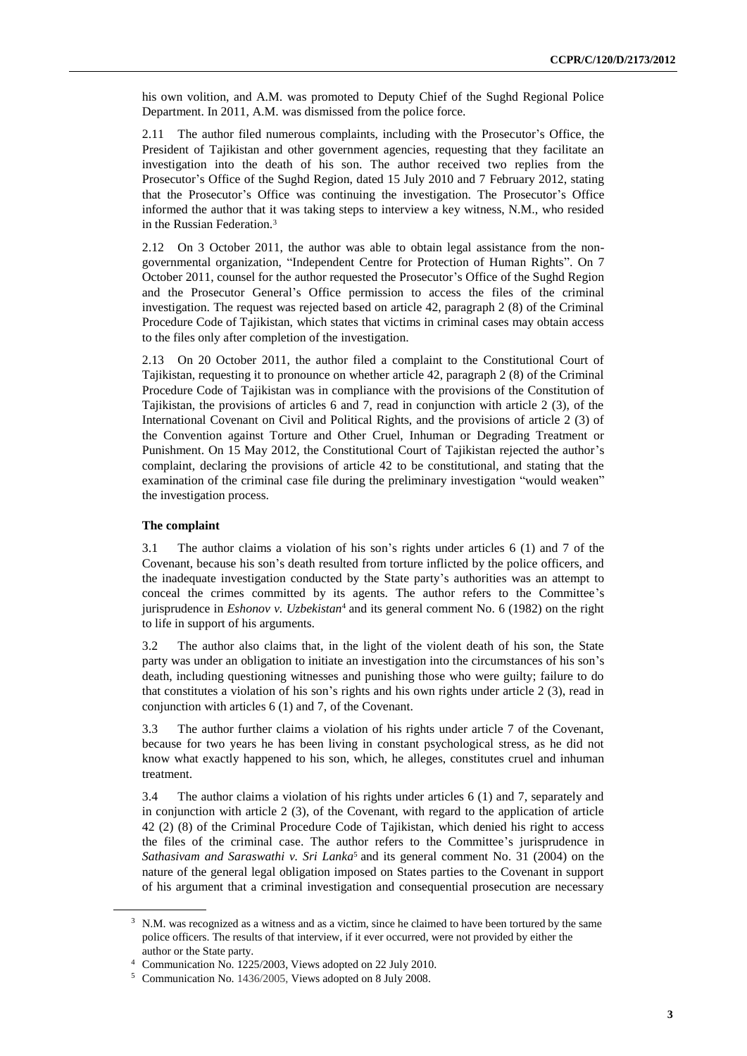his own volition, and A.M. was promoted to Deputy Chief of the Sughd Regional Police Department. In 2011, A.M. was dismissed from the police force.

2.11 The author filed numerous complaints, including with the Prosecutor's Office, the President of Tajikistan and other government agencies, requesting that they facilitate an investigation into the death of his son. The author received two replies from the Prosecutor's Office of the Sughd Region, dated 15 July 2010 and 7 February 2012, stating that the Prosecutor's Office was continuing the investigation. The Prosecutor's Office informed the author that it was taking steps to interview a key witness, N.M., who resided in the Russian Federation.[3]

2.12 On 3 October 2011, the author was able to obtain legal assistance from the non-governmental organization, "Independent Centre for Protection of Human Rights". On 7 October 2011, counsel for the author requested the Prosecutor's Office of the Sughd Region and the Prosecutor General's Office permission to access the files of the criminal investigation. The request was rejected based on article 42, paragraph 2 (8) of the Criminal Procedure Code of Tajikistan, which states that victims in criminal cases may obtain access to the files only after completion of the investigation.

2.13 On 20 October 2011, the author filed a complaint to the Constitutional Court of Tajikistan, requesting it to pronounce on whether article 42, paragraph 2 (8) of the Criminal Procedure Code of Tajikistan was in compliance with the provisions of the Constitution of Tajikistan, the provisions of articles 6 and 7, read in conjunction with article 2 (3), of the International Covenant on Civil and Political Rights, and the provisions of article 2 (3) of the Convention against Torture and Other Cruel, Inhuman or Degrading Treatment or Punishment. On 15 May 2012, the Constitutional Court of Tajikistan rejected the author's complaint, declaring the provisions of article 42 to be constitutional, and stating that the examination of the criminal case file during the preliminary investigation "would weaken" the investigation process.

### The complaint

3.1 The author claims a violation of his son's rights under articles 6 (1) and 7 of the Covenant, because his son's death resulted from torture inflicted by the police officers, and the inadequate investigation conducted by the State party's authorities was an attempt to conceal the crimes committed by its agents. The author refers to the Committee's jurisprudence in *Eshonov v. Uzbekistan*[4] and its general comment No. 6 (1982) on the right to life in support of his arguments.

3.2 The author also claims that, in the light of the violent death of his son, the State party was under an obligation to initiate an investigation into the circumstances of his son's death, including questioning witnesses and punishing those who were guilty; failure to do that constitutes a violation of his son's rights and his own rights under article 2 (3), read in conjunction with articles 6 (1) and 7, of the Covenant.

3.3 The author further claims a violation of his rights under article 7 of the Covenant, because for two years he has been living in constant psychological stress, as he did not know what exactly happened to his son, which, he alleges, constitutes cruel and inhuman treatment.

3.4 The author claims a violation of his rights under articles 6 (1) and 7, separately and in conjunction with article 2 (3), of the Covenant, with regard to the application of article 42 (2) (8) of the Criminal Procedure Code of Tajikistan, which denied his right to access the files of the criminal case. The author refers to the Committee's jurisprudence in *Sathasivam and Saraswathi v. Sri Lanka*[5] and its general comment No. 31 (2004) on the nature of the general legal obligation imposed on States parties to the Covenant in support of his argument that a criminal investigation and consequential prosecution are necessary

---

[3] N.M. was recognized as a witness and as a victim, since he claimed to have been tortured by the same police officers. The results of that interview, if it ever occurred, were not provided by either the author or the State party.

[4] Communication No. 1225/2003, Views adopted on 22 July 2010.

[5] Communication No. 1436/2005, Views adopted on 8 July 2008.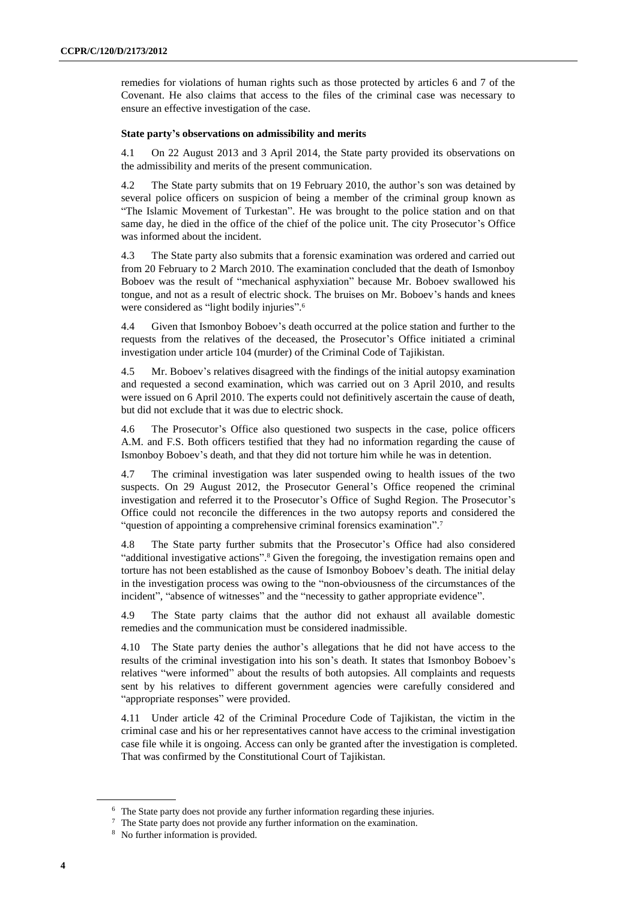remedies for violations of human rights such as those protected by articles 6 and 7 of the Covenant. He also claims that access to the files of the criminal case was necessary to ensure an effective investigation of the case.

### State party's observations on admissibility and merits

4.1 On 22 August 2013 and 3 April 2014, the State party provided its observations on the admissibility and merits of the present communication.

4.2 The State party submits that on 19 February 2010, the author's son was detained by several police officers on suspicion of being a member of the criminal group known as "The Islamic Movement of Turkestan". He was brought to the police station and on that same day, he died in the office of the chief of the police unit. The city Prosecutor's Office was informed about the incident.

4.3 The State party also submits that a forensic examination was ordered and carried out from 20 February to 2 March 2010. The examination concluded that the death of Ismonboy Boboev was the result of "mechanical asphyxiation" because Mr. Boboev swallowed his tongue, and not as a result of electric shock. The bruises on Mr. Boboev's hands and knees were considered as "light bodily injuries".[6]

4.4 Given that Ismonboy Boboev's death occurred at the police station and further to the requests from the relatives of the deceased, the Prosecutor's Office initiated a criminal investigation under article 104 (murder) of the Criminal Code of Tajikistan.

4.5 Mr. Boboev's relatives disagreed with the findings of the initial autopsy examination and requested a second examination, which was carried out on 3 April 2010, and results were issued on 6 April 2010. The experts could not definitively ascertain the cause of death, but did not exclude that it was due to electric shock.

4.6 The Prosecutor's Office also questioned two suspects in the case, police officers A.M. and F.S. Both officers testified that they had no information regarding the cause of Ismonboy Boboev's death, and that they did not torture him while he was in detention.

4.7 The criminal investigation was later suspended owing to health issues of the two suspects. On 29 August 2012, the Prosecutor General's Office reopened the criminal investigation and referred it to the Prosecutor's Office of Sughd Region. The Prosecutor's Office could not reconcile the differences in the two autopsy reports and considered the "question of appointing a comprehensive criminal forensics examination".[7]

4.8 The State party further submits that the Prosecutor's Office had also considered "additional investigative actions".[8] Given the foregoing, the investigation remains open and torture has not been established as the cause of Ismonboy Boboev's death. The initial delay in the investigation process was owing to the "non-obviousness of the circumstances of the incident", "absence of witnesses" and the "necessity to gather appropriate evidence".

4.9 The State party claims that the author did not exhaust all available domestic remedies and the communication must be considered inadmissible.

4.10 The State party denies the author's allegations that he did not have access to the results of the criminal investigation into his son's death. It states that Ismonboy Boboev's relatives "were informed" about the results of both autopsies. All complaints and requests sent by his relatives to different government agencies were carefully considered and "appropriate responses" were provided.

4.11 Under article 42 of the Criminal Procedure Code of Tajikistan, the victim in the criminal case and his or her representatives cannot have access to the criminal investigation case file while it is ongoing. Access can only be granted after the investigation is completed. That was confirmed by the Constitutional Court of Tajikistan.

---

[6] The State party does not provide any further information regarding these injuries.

[7] The State party does not provide any further information on the examination.

[8] No further information is provided.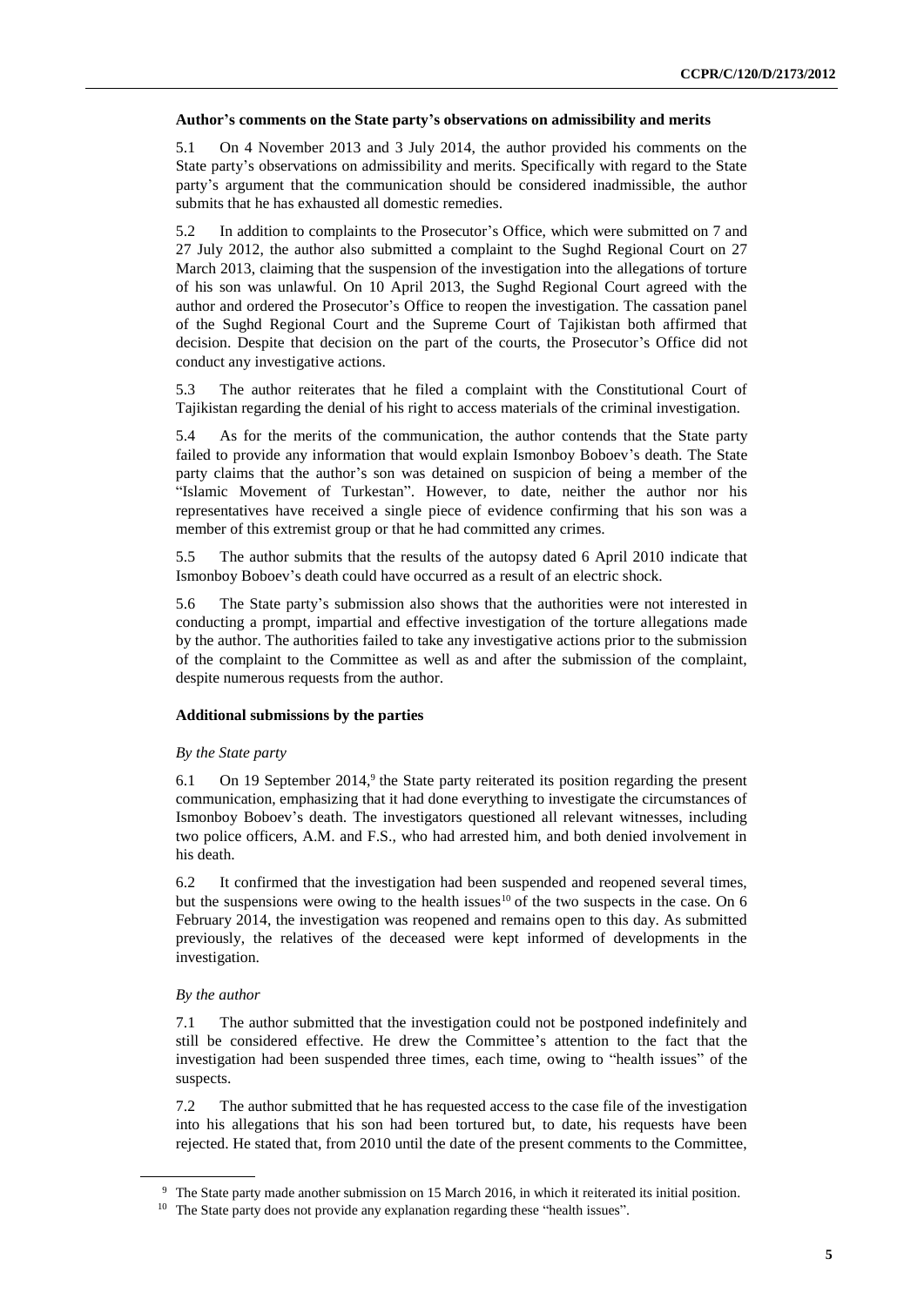### Author's comments on the State party's observations on admissibility and merits

5.1 On 4 November 2013 and 3 July 2014, the author provided his comments on the State party's observations on admissibility and merits. Specifically with regard to the State party's argument that the communication should be considered inadmissible, the author submits that he has exhausted all domestic remedies.

5.2 In addition to complaints to the Prosecutor's Office, which were submitted on 7 and 27 July 2012, the author also submitted a complaint to the Sughd Regional Court on 27 March 2013, claiming that the suspension of the investigation into the allegations of torture of his son was unlawful. On 10 April 2013, the Sughd Regional Court agreed with the author and ordered the Prosecutor's Office to reopen the investigation. The cassation panel of the Sughd Regional Court and the Supreme Court of Tajikistan both affirmed that decision. Despite that decision on the part of the courts, the Prosecutor's Office did not conduct any investigative actions.

5.3 The author reiterates that he filed a complaint with the Constitutional Court of Tajikistan regarding the denial of his right to access materials of the criminal investigation.

5.4 As for the merits of the communication, the author contends that the State party failed to provide any information that would explain Ismonboy Boboev's death. The State party claims that the author's son was detained on suspicion of being a member of the "Islamic Movement of Turkestan". However, to date, neither the author nor his representatives have received a single piece of evidence confirming that his son was a member of this extremist group or that he had committed any crimes.

5.5 The author submits that the results of the autopsy dated 6 April 2010 indicate that Ismonboy Boboev's death could have occurred as a result of an electric shock.

5.6 The State party's submission also shows that the authorities were not interested in conducting a prompt, impartial and effective investigation of the torture allegations made by the author. The authorities failed to take any investigative actions prior to the submission of the complaint to the Committee as well as and after the submission of the complaint, despite numerous requests from the author.

### Additional submissions by the parties

*By the State party*

6.1 On 19 September 2014,[9] the State party reiterated its position regarding the present communication, emphasizing that it had done everything to investigate the circumstances of Ismonboy Boboev's death. The investigators questioned all relevant witnesses, including two police officers, A.M. and F.S., who had arrested him, and both denied involvement in his death.

6.2 It confirmed that the investigation had been suspended and reopened several times, but the suspensions were owing to the health issues[10] of the two suspects in the case. On 6 February 2014, the investigation was reopened and remains open to this day. As submitted previously, the relatives of the deceased were kept informed of developments in the investigation.

*By the author*

7.1 The author submitted that the investigation could not be postponed indefinitely and still be considered effective. He drew the Committee's attention to the fact that the investigation had been suspended three times, each time, owing to "health issues" of the suspects.

7.2 The author submitted that he has requested access to the case file of the investigation into his allegations that his son had been tortured but, to date, his requests have been rejected. He stated that, from 2010 until the date of the present comments to the Committee,

---

[9] The State party made another submission on 15 March 2016, in which it reiterated its initial position.

[10] The State party does not provide any explanation regarding these "health issues".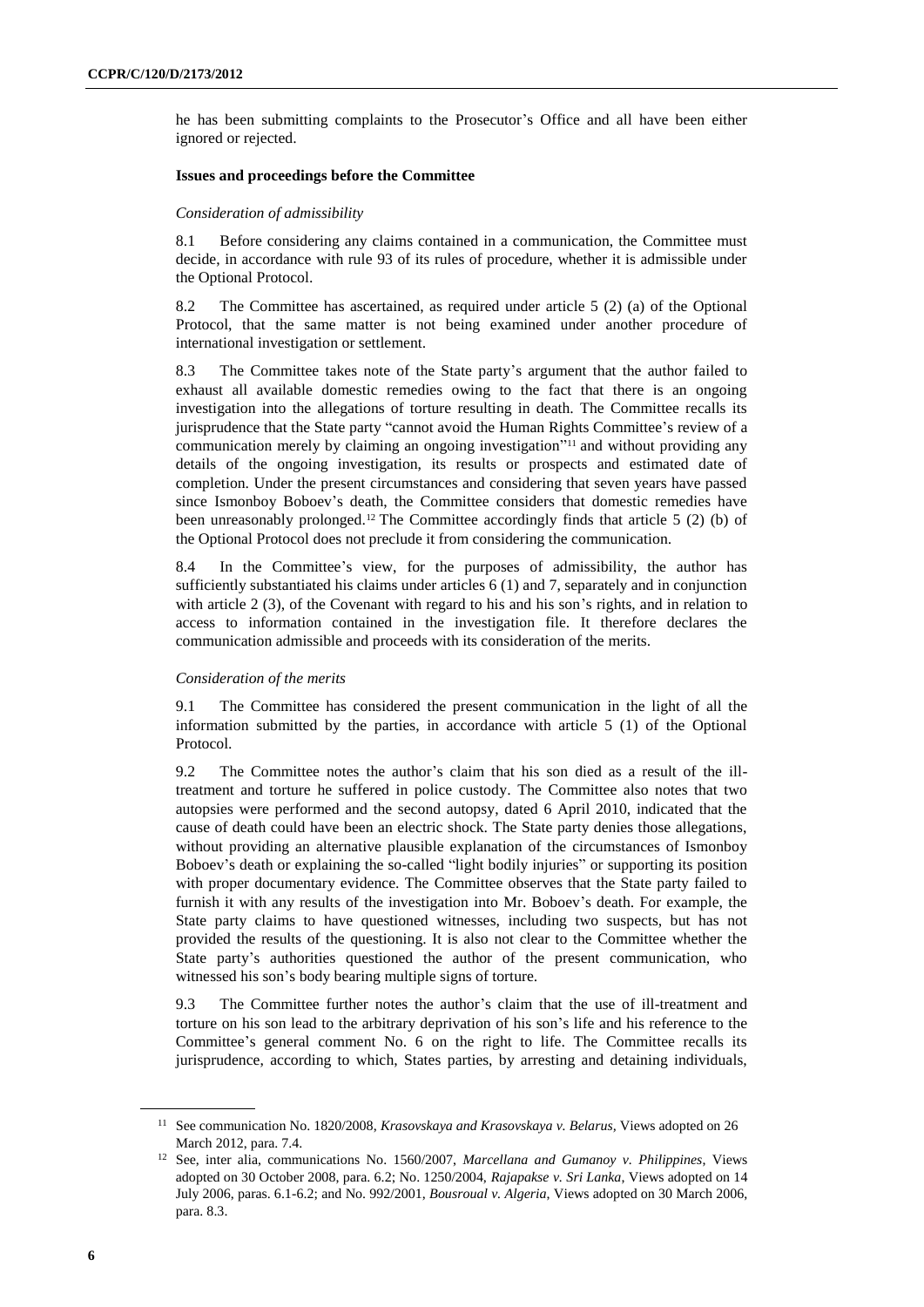he has been submitting complaints to the Prosecutor's Office and all have been either ignored or rejected.

### Issues and proceedings before the Committee

*Consideration of admissibility*

8.1 Before considering any claims contained in a communication, the Committee must decide, in accordance with rule 93 of its rules of procedure, whether it is admissible under the Optional Protocol.

8.2 The Committee has ascertained, as required under article 5 (2) (a) of the Optional Protocol, that the same matter is not being examined under another procedure of international investigation or settlement.

8.3 The Committee takes note of the State party's argument that the author failed to exhaust all available domestic remedies owing to the fact that there is an ongoing investigation into the allegations of torture resulting in death. The Committee recalls its jurisprudence that the State party "cannot avoid the Human Rights Committee's review of a communication merely by claiming an ongoing investigation"[11] and without providing any details of the ongoing investigation, its results or prospects and estimated date of completion. Under the present circumstances and considering that seven years have passed since Ismonboy Boboev's death, the Committee considers that domestic remedies have been unreasonably prolonged.[12] The Committee accordingly finds that article 5 (2) (b) of the Optional Protocol does not preclude it from considering the communication.

8.4 In the Committee's view, for the purposes of admissibility, the author has sufficiently substantiated his claims under articles 6 (1) and 7, separately and in conjunction with article 2 (3), of the Covenant with regard to his and his son's rights, and in relation to access to information contained in the investigation file. It therefore declares the communication admissible and proceeds with its consideration of the merits.

*Consideration of the merits*

9.1 The Committee has considered the present communication in the light of all the information submitted by the parties, in accordance with article 5 (1) of the Optional Protocol.

9.2 The Committee notes the author's claim that his son died as a result of the ill-treatment and torture he suffered in police custody. The Committee also notes that two autopsies were performed and the second autopsy, dated 6 April 2010, indicated that the cause of death could have been an electric shock. The State party denies those allegations, without providing an alternative plausible explanation of the circumstances of Ismonboy Boboev's death or explaining the so-called "light bodily injuries" or supporting its position with proper documentary evidence. The Committee observes that the State party failed to furnish it with any results of the investigation into Mr. Boboev's death. For example, the State party claims to have questioned witnesses, including two suspects, but has not provided the results of the questioning. It is also not clear to the Committee whether the State party's authorities questioned the author of the present communication, who witnessed his son's body bearing multiple signs of torture.

9.3 The Committee further notes the author's claim that the use of ill-treatment and torture on his son lead to the arbitrary deprivation of his son's life and his reference to the Committee's general comment No. 6 on the right to life. The Committee recalls its jurisprudence, according to which, States parties, by arresting and detaining individuals,

---

[11] See communication No. 1820/2008, *Krasovskaya and Krasovskaya v. Belarus*, Views adopted on 26 March 2012, para. 7.4.

[12] See, inter alia, communications No. 1560/2007, *Marcellana and Gumanoy v. Philippines*, Views adopted on 30 October 2008, para. 6.2; No. 1250/2004, *Rajapakse v. Sri Lanka*, Views adopted on 14 July 2006, paras. 6.1-6.2; and No. 992/2001, *Bousroual v. Algeria*, Views adopted on 30 March 2006, para. 8.3.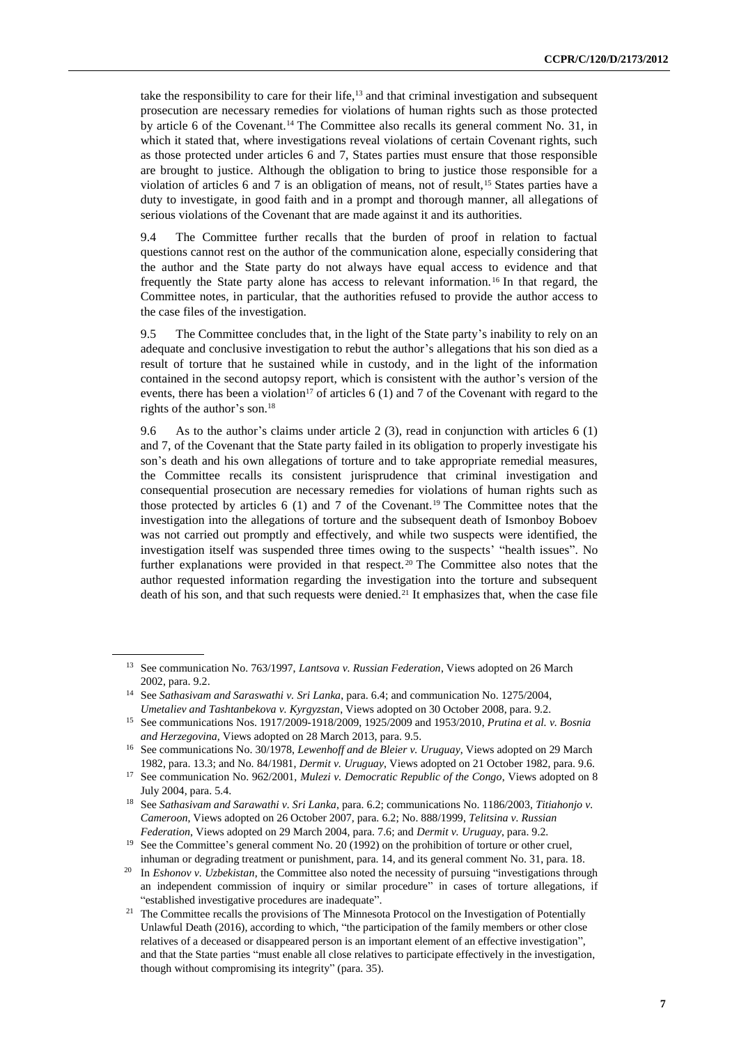take the responsibility to care for their life,[13] and that criminal investigation and subsequent prosecution are necessary remedies for violations of human rights such as those protected by article 6 of the Covenant.[14] The Committee also recalls its general comment No. 31, in which it stated that, where investigations reveal violations of certain Covenant rights, such as those protected under articles 6 and 7, States parties must ensure that those responsible are brought to justice. Although the obligation to bring to justice those responsible for a violation of articles 6 and 7 is an obligation of means, not of result,[15] States parties have a duty to investigate, in good faith and in a prompt and thorough manner, all allegations of serious violations of the Covenant that are made against it and its authorities.

9.4 The Committee further recalls that the burden of proof in relation to factual questions cannot rest on the author of the communication alone, especially considering that the author and the State party do not always have equal access to evidence and that frequently the State party alone has access to relevant information.[16] In that regard, the Committee notes, in particular, that the authorities refused to provide the author access to the case files of the investigation.

9.5 The Committee concludes that, in the light of the State party's inability to rely on an adequate and conclusive investigation to rebut the author's allegations that his son died as a result of torture that he sustained while in custody, and in the light of the information contained in the second autopsy report, which is consistent with the author's version of the events, there has been a violation[17] of articles 6 (1) and 7 of the Covenant with regard to the rights of the author's son.[18]

9.6 As to the author's claims under article 2 (3), read in conjunction with articles 6 (1) and 7, of the Covenant that the State party failed in its obligation to properly investigate his son's death and his own allegations of torture and to take appropriate remedial measures, the Committee recalls its consistent jurisprudence that criminal investigation and consequential prosecution are necessary remedies for violations of human rights such as those protected by articles 6 (1) and 7 of the Covenant.[19] The Committee notes that the investigation into the allegations of torture and the subsequent death of Ismonboy Boboev was not carried out promptly and effectively, and while two suspects were identified, the investigation itself was suspended three times owing to the suspects' "health issues". No further explanations were provided in that respect.[20] The Committee also notes that the author requested information regarding the investigation into the torture and subsequent death of his son, and that such requests were denied.[21] It emphasizes that, when the case file

---

[13] See communication No. 763/1997, *Lantsova v. Russian Federation*, Views adopted on 26 March 2002, para. 9.2.

[14] See *Sathasivam and Saraswathi v. Sri Lanka*, para. 6.4; and communication No. 1275/2004, *Umetaliev and Tashtanbekova v. Kyrgyzstan*, Views adopted on 30 October 2008, para. 9.2.

[15] See communications Nos. 1917/2009-1918/2009, 1925/2009 and 1953/2010, *Prutina et al. v. Bosnia and Herzegovina*, Views adopted on 28 March 2013, para. 9.5.

[16] See communications No. 30/1978, *Lewenhoff and de Bleier v. Uruguay*, Views adopted on 29 March 1982, para. 13.3; and No. 84/1981, *Dermit v. Uruguay*, Views adopted on 21 October 1982, para. 9.6.

[17] See communication No. 962/2001, *Mulezi v. Democratic Republic of the Congo*, Views adopted on 8 July 2004, para. 5.4.

[18] See *Sathasivam and Sarawathi v. Sri Lanka*, para. 6.2; communications No. 1186/2003, *Titiahonjo v. Cameroon*, Views adopted on 26 October 2007, para. 6.2; No. 888/1999, *Telitsina v. Russian Federation*, Views adopted on 29 March 2004, para. 7.6; and *Dermit v. Uruguay*, para. 9.2.

[19] See the Committee's general comment No. 20 (1992) on the prohibition of torture or other cruel, inhuman or degrading treatment or punishment, para. 14, and its general comment No. 31, para. 18.

[20] In *Eshonov v. Uzbekistan*, the Committee also noted the necessity of pursuing "investigations through an independent commission of inquiry or similar procedure" in cases of torture allegations, if "established investigative procedures are inadequate".

[21] The Committee recalls the provisions of The Minnesota Protocol on the Investigation of Potentially Unlawful Death (2016), according to which, "the participation of the family members or other close relatives of a deceased or disappeared person is an important element of an effective investigation", and that the State parties "must enable all close relatives to participate effectively in the investigation, though without compromising its integrity" (para. 35).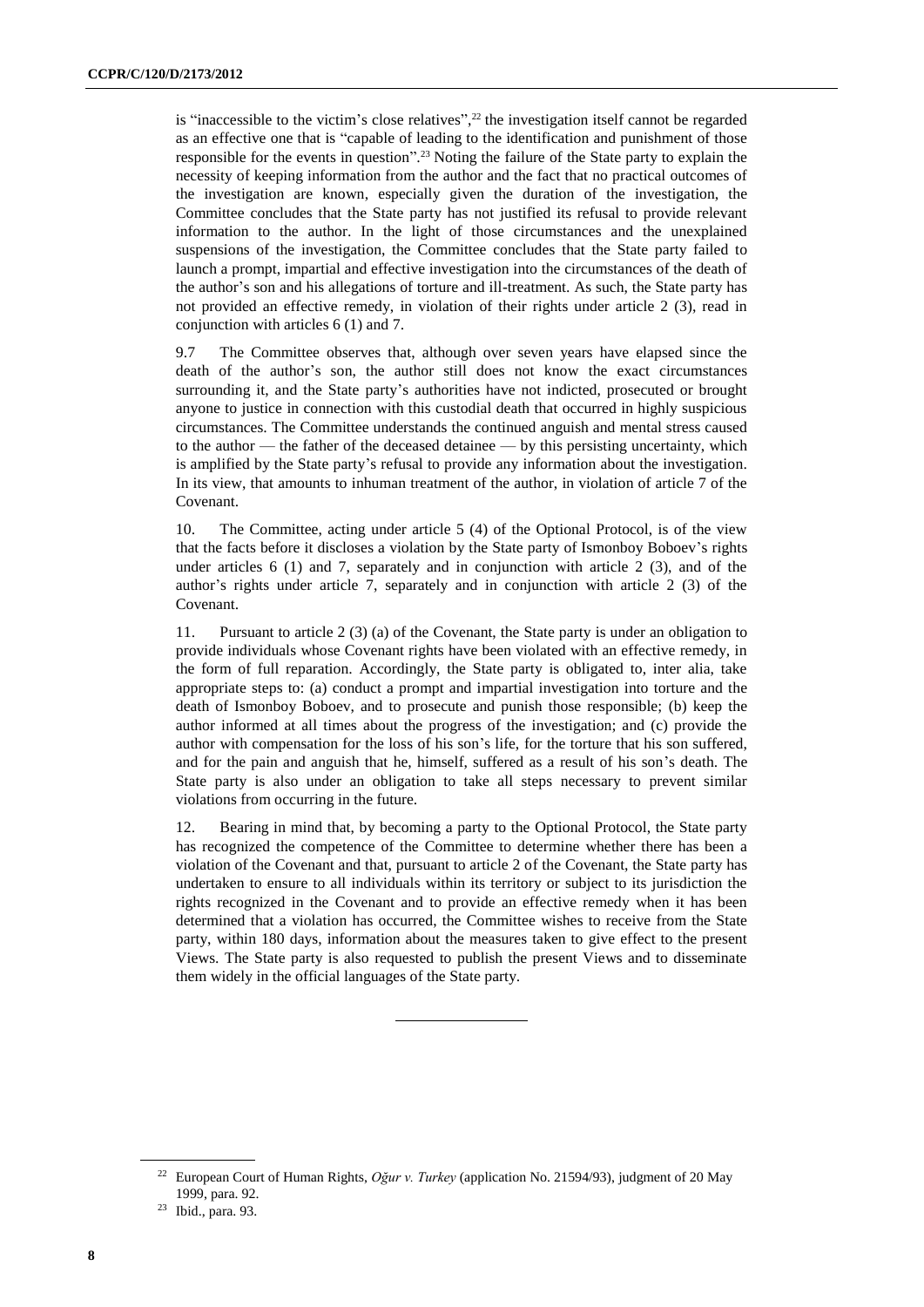is "inaccessible to the victim's close relatives",[22] the investigation itself cannot be regarded as an effective one that is "capable of leading to the identification and punishment of those responsible for the events in question".[23] Noting the failure of the State party to explain the necessity of keeping information from the author and the fact that no practical outcomes of the investigation are known, especially given the duration of the investigation, the Committee concludes that the State party has not justified its refusal to provide relevant information to the author. In the light of those circumstances and the unexplained suspensions of the investigation, the Committee concludes that the State party failed to launch a prompt, impartial and effective investigation into the circumstances of the death of the author's son and his allegations of torture and ill-treatment. As such, the State party has not provided an effective remedy, in violation of their rights under article 2 (3), read in conjunction with articles 6 (1) and 7.

9.7 The Committee observes that, although over seven years have elapsed since the death of the author's son, the author still does not know the exact circumstances surrounding it, and the State party's authorities have not indicted, prosecuted or brought anyone to justice in connection with this custodial death that occurred in highly suspicious circumstances. The Committee understands the continued anguish and mental stress caused to the author — the father of the deceased detainee — by this persisting uncertainty, which is amplified by the State party's refusal to provide any information about the investigation. In its view, that amounts to inhuman treatment of the author, in violation of article 7 of the Covenant.

10. The Committee, acting under article 5 (4) of the Optional Protocol, is of the view that the facts before it discloses a violation by the State party of Ismonboy Boboev's rights under articles 6 (1) and 7, separately and in conjunction with article 2 (3), and of the author's rights under article 7, separately and in conjunction with article 2 (3) of the Covenant.

11. Pursuant to article 2 (3) (a) of the Covenant, the State party is under an obligation to provide individuals whose Covenant rights have been violated with an effective remedy, in the form of full reparation. Accordingly, the State party is obligated to, inter alia, take appropriate steps to: (a) conduct a prompt and impartial investigation into torture and the death of Ismonboy Boboev, and to prosecute and punish those responsible; (b) keep the author informed at all times about the progress of the investigation; and (c) provide the author with compensation for the loss of his son's life, for the torture that his son suffered, and for the pain and anguish that he, himself, suffered as a result of his son's death. The State party is also under an obligation to take all steps necessary to prevent similar violations from occurring in the future.

12. Bearing in mind that, by becoming a party to the Optional Protocol, the State party has recognized the competence of the Committee to determine whether there has been a violation of the Covenant and that, pursuant to article 2 of the Covenant, the State party has undertaken to ensure to all individuals within its territory or subject to its jurisdiction the rights recognized in the Covenant and to provide an effective remedy when it has been determined that a violation has occurred, the Committee wishes to receive from the State party, within 180 days, information about the measures taken to give effect to the present Views. The State party is also requested to publish the present Views and to disseminate them widely in the official languages of the State party.

---

[22] European Court of Human Rights, *Oğur v. Turkey* (application No. 21594/93), judgment of 20 May 1999, para. 92.

[23] Ibid., para. 93.